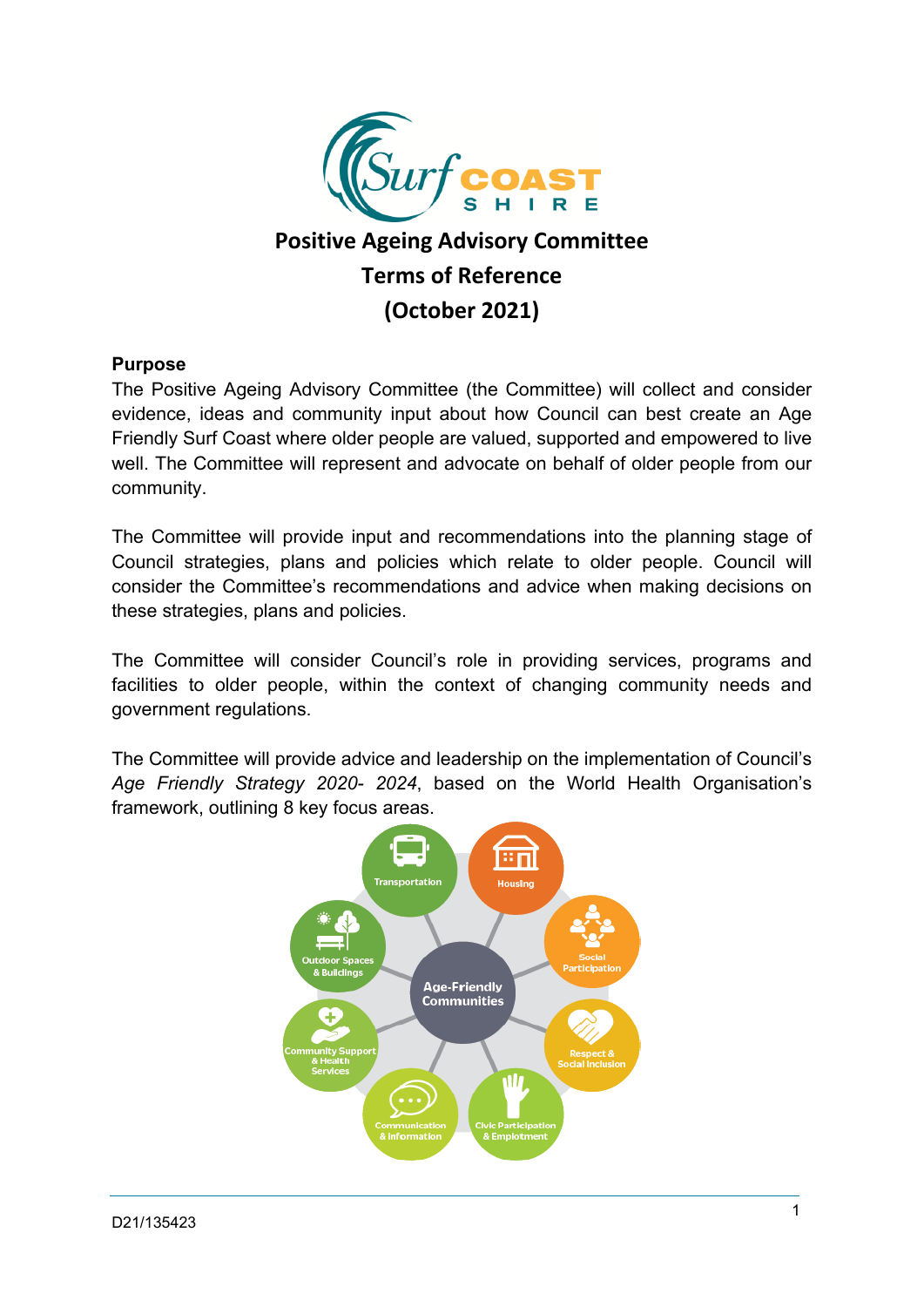# Positive Ageing Advisory Committee
# Terms of Reference
# (October 2021)

## Purpose

The Positive Ageing Advisory Committee (the Committee) will collect and consider evidence, ideas and community input about how Council can best create an Age Friendly Surf Coast where older people are valued, supported and empowered to live well. The Committee will represent and advocate on behalf of older people from our community.

The Committee will provide input and recommendations into the planning stage of Council strategies, plans and policies which relate to older people. Council will consider the Committee's recommendations and advice when making decisions on these strategies, plans and policies.

The Committee will consider Council's role in providing services, programs and facilities to older people, within the context of changing community needs and government regulations.

The Committee will provide advice and leadership on the implementation of Council's *Age Friendly Strategy 2020- 2024*, based on the World Health Organisation's framework, outlining 8 key focus areas.

Age-Friendly Communities: Transportation; Housing; Social Participation; Respect & Social Inclusion; Civic Participation & Employment; Communication & Information; Community Support & Health Services; Outdoor Spaces & Buildings

D21/135423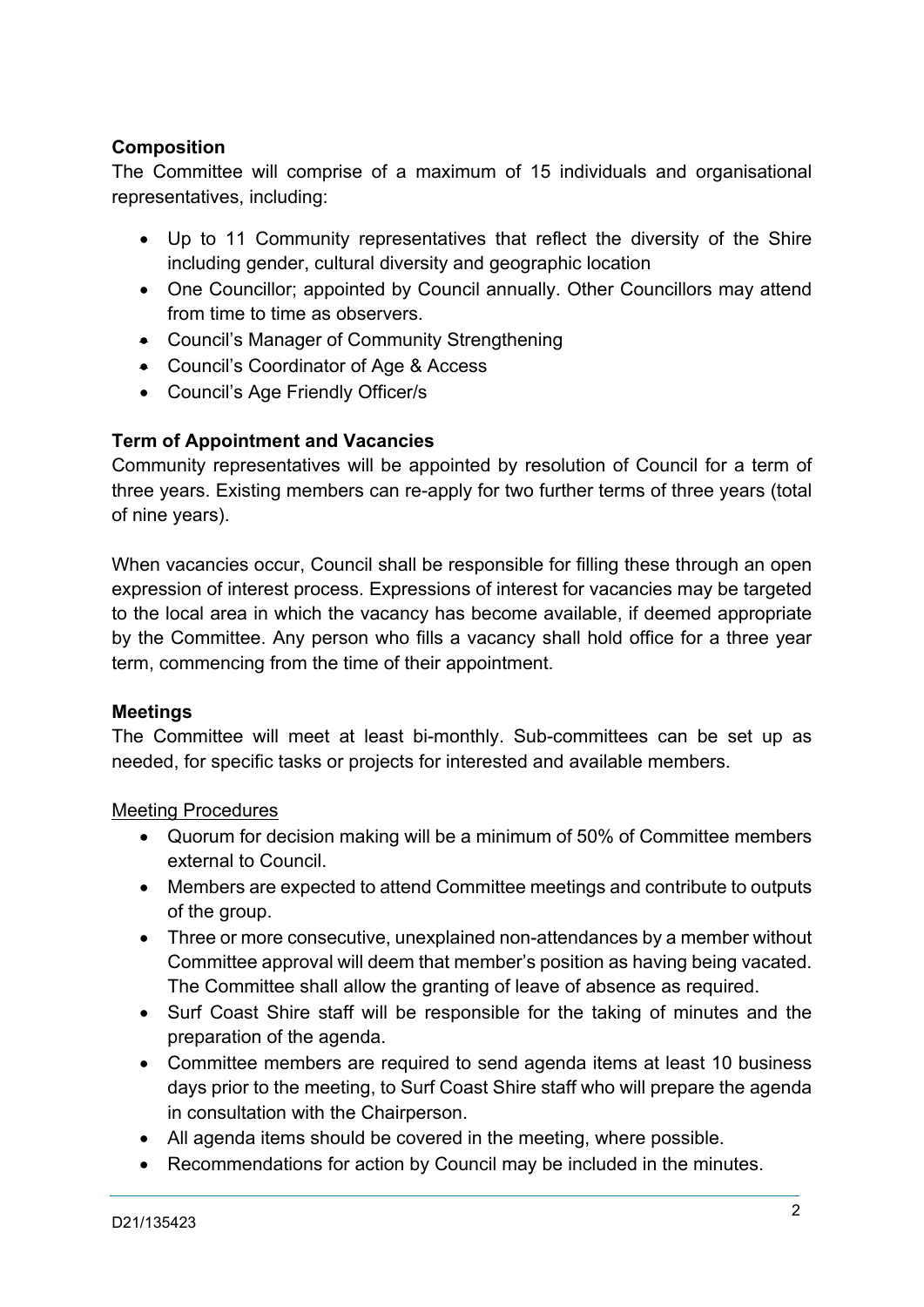**Composition**

The Committee will comprise of a maximum of 15 individuals and organisational representatives, including:

- Up to 11 Community representatives that reflect the diversity of the Shire including gender, cultural diversity and geographic location
- One Councillor; appointed by Council annually. Other Councillors may attend from time to time as observers.
- Council's Manager of Community Strengthening
- Council's Coordinator of Age & Access
- Council's Age Friendly Officer/s

**Term of Appointment and Vacancies**

Community representatives will be appointed by resolution of Council for a term of three years. Existing members can re-apply for two further terms of three years (total of nine years).

When vacancies occur, Council shall be responsible for filling these through an open expression of interest process. Expressions of interest for vacancies may be targeted to the local area in which the vacancy has become available, if deemed appropriate by the Committee. Any person who fills a vacancy shall hold office for a three year term, commencing from the time of their appointment.

**Meetings**

The Committee will meet at least bi-monthly. Sub-committees can be set up as needed, for specific tasks or projects for interested and available members.

<u>Meeting Procedures</u>

- Quorum for decision making will be a minimum of 50% of Committee members external to Council.
- Members are expected to attend Committee meetings and contribute to outputs of the group.
- Three or more consecutive, unexplained non-attendances by a member without Committee approval will deem that member's position as having being vacated. The Committee shall allow the granting of leave of absence as required.
- Surf Coast Shire staff will be responsible for the taking of minutes and the preparation of the agenda.
- Committee members are required to send agenda items at least 10 business days prior to the meeting, to Surf Coast Shire staff who will prepare the agenda in consultation with the Chairperson.
- All agenda items should be covered in the meeting, where possible.
- Recommendations for action by Council may be included in the minutes.

D21/135423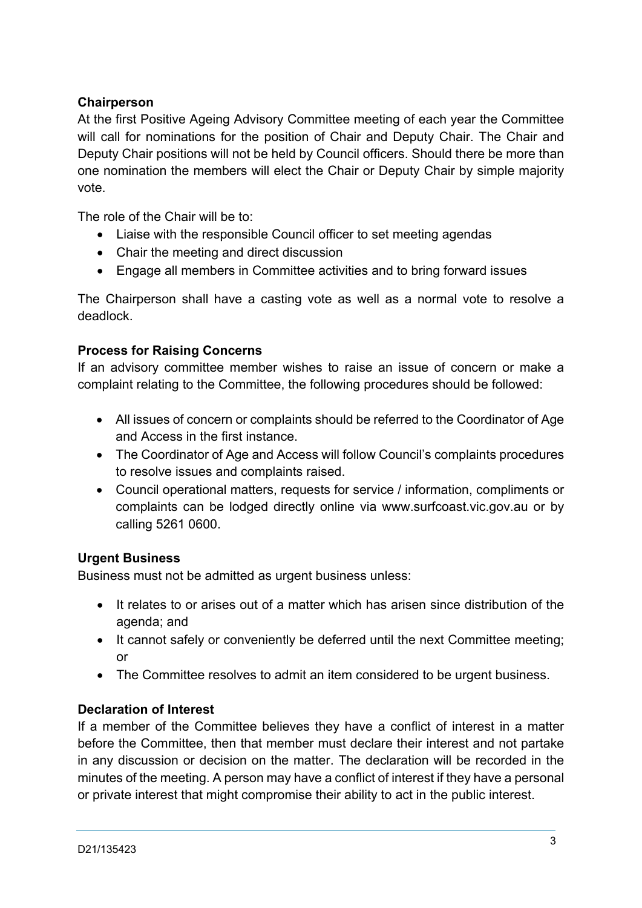**Chairperson**

At the first Positive Ageing Advisory Committee meeting of each year the Committee will call for nominations for the position of Chair and Deputy Chair. The Chair and Deputy Chair positions will not be held by Council officers. Should there be more than one nomination the members will elect the Chair or Deputy Chair by simple majority vote.

The role of the Chair will be to:

- Liaise with the responsible Council officer to set meeting agendas
- Chair the meeting and direct discussion
- Engage all members in Committee activities and to bring forward issues

The Chairperson shall have a casting vote as well as a normal vote to resolve a deadlock.

**Process for Raising Concerns**

If an advisory committee member wishes to raise an issue of concern or make a complaint relating to the Committee, the following procedures should be followed:

- All issues of concern or complaints should be referred to the Coordinator of Age and Access in the first instance.
- The Coordinator of Age and Access will follow Council's complaints procedures to resolve issues and complaints raised.
- Council operational matters, requests for service / information, compliments or complaints can be lodged directly online via www.surfcoast.vic.gov.au or by calling 5261 0600.

**Urgent Business**

Business must not be admitted as urgent business unless:

- It relates to or arises out of a matter which has arisen since distribution of the agenda; and
- It cannot safely or conveniently be deferred until the next Committee meeting; or
- The Committee resolves to admit an item considered to be urgent business.

**Declaration of Interest**

If a member of the Committee believes they have a conflict of interest in a matter before the Committee, then that member must declare their interest and not partake in any discussion or decision on the matter. The declaration will be recorded in the minutes of the meeting. A person may have a conflict of interest if they have a personal or private interest that might compromise their ability to act in the public interest.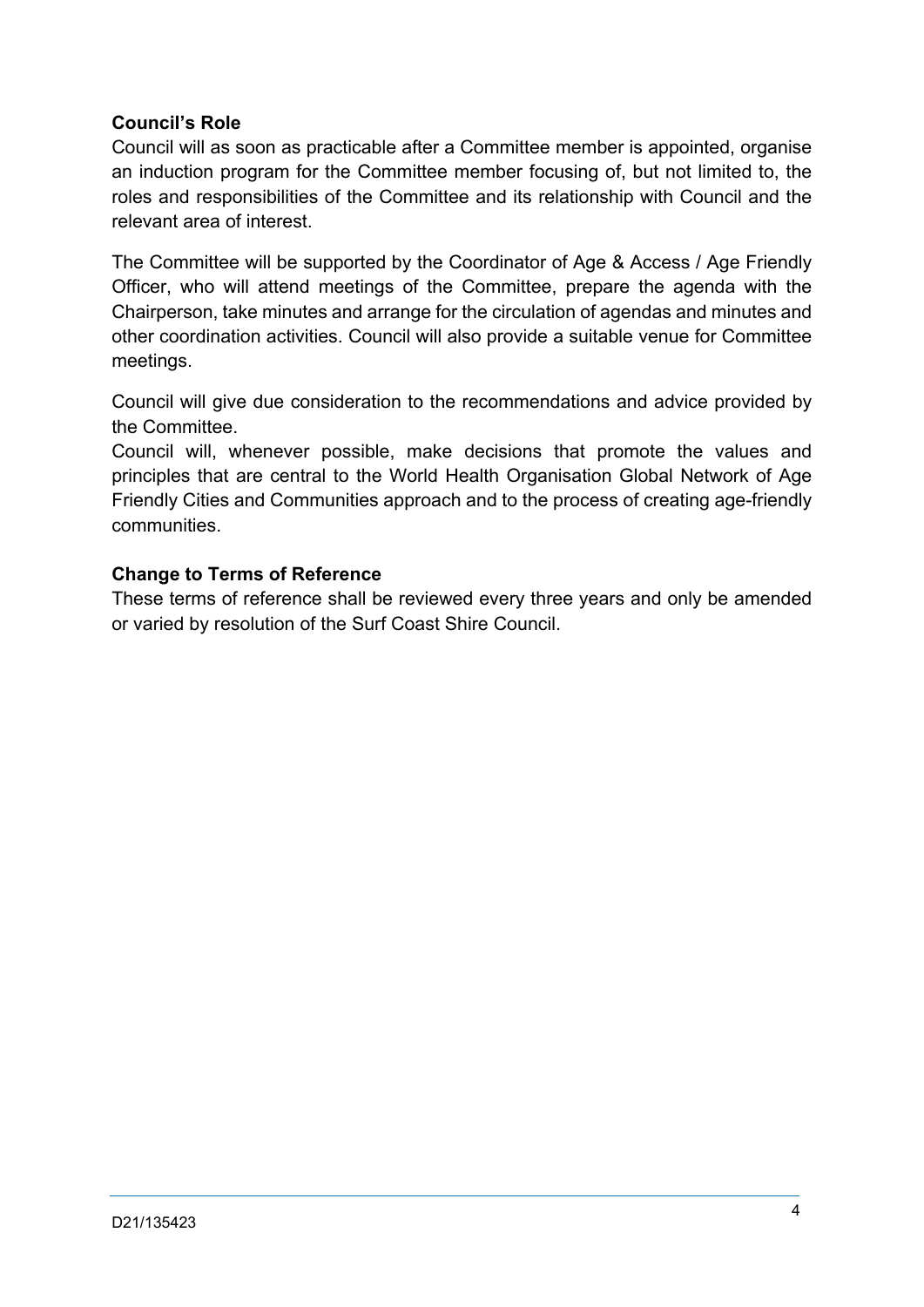**Council's Role**

Council will as soon as practicable after a Committee member is appointed, organise an induction program for the Committee member focusing of, but not limited to, the roles and responsibilities of the Committee and its relationship with Council and the relevant area of interest.

The Committee will be supported by the Coordinator of Age & Access / Age Friendly Officer, who will attend meetings of the Committee, prepare the agenda with the Chairperson, take minutes and arrange for the circulation of agendas and minutes and other coordination activities. Council will also provide a suitable venue for Committee meetings.

Council will give due consideration to the recommendations and advice provided by the Committee.

Council will, whenever possible, make decisions that promote the values and principles that are central to the World Health Organisation Global Network of Age Friendly Cities and Communities approach and to the process of creating age-friendly communities.

**Change to Terms of Reference**

These terms of reference shall be reviewed every three years and only be amended or varied by resolution of the Surf Coast Shire Council.

D21/135423